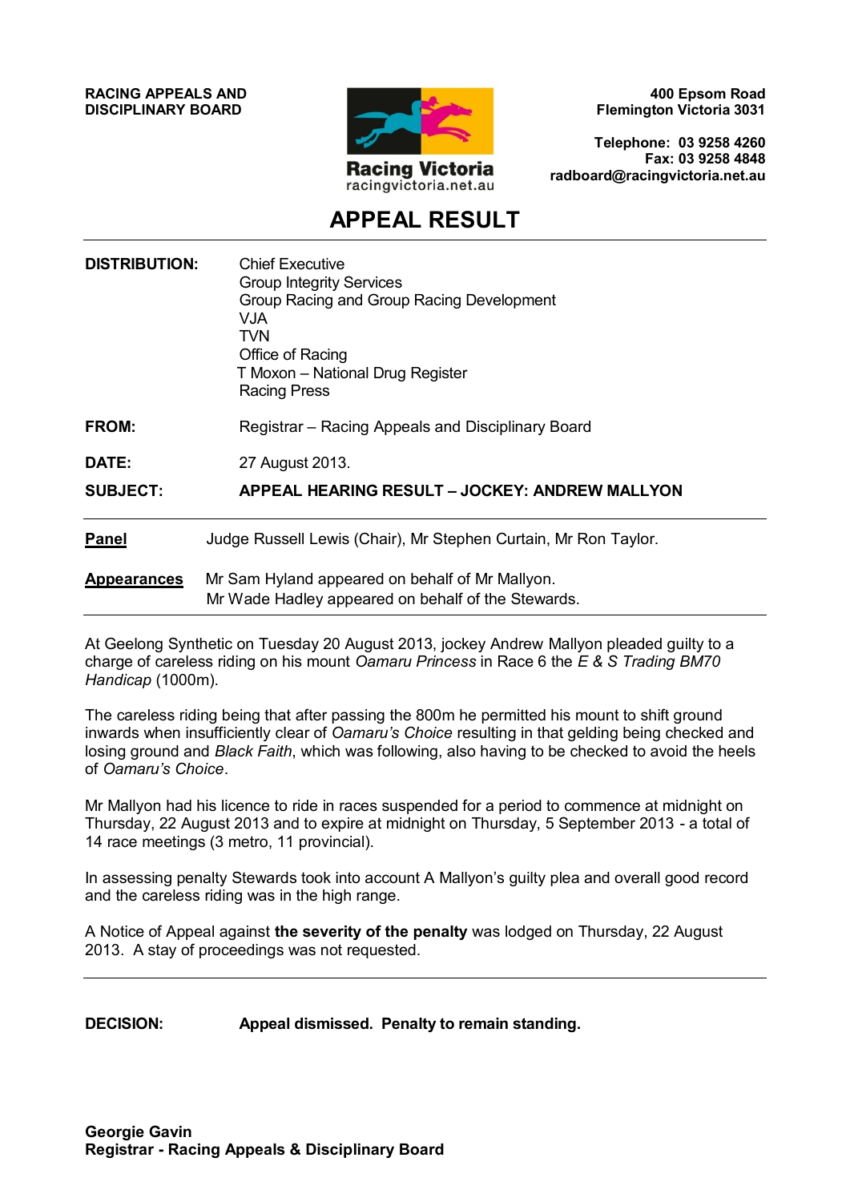**RACING APPEALS AND DISCIPLINARY BOARD**

Racing Victoria
racingvictoria.net.au

**400 Epsom Road**
**Flemington Victoria 3031**

**Telephone: 03 9258 4260**
**Fax: 03 9258 4848**
**radboard@racingvictoria.net.au**

# APPEAL RESULT

**DISTRIBUTION:** Chief Executive
Group Integrity Services
Group Racing and Group Racing Development
VJA
TVN
Office of Racing
T Moxon – National Drug Register
Racing Press

**FROM:** Registrar – Racing Appeals and Disciplinary Board

**DATE:** 27 August 2013.

**SUBJECT:** **APPEAL HEARING RESULT – JOCKEY: ANDREW MALLYON**

**Panel** Judge Russell Lewis (Chair), Mr Stephen Curtain, Mr Ron Taylor.

**Appearances** Mr Sam Hyland appeared on behalf of Mr Mallyon.
Mr Wade Hadley appeared on behalf of the Stewards.

At Geelong Synthetic on Tuesday 20 August 2013, jockey Andrew Mallyon pleaded guilty to a charge of careless riding on his mount *Oamaru Princess* in Race 6 the *E & S Trading BM70 Handicap* (1000m).

The careless riding being that after passing the 800m he permitted his mount to shift ground inwards when insufficiently clear of *Oamaru's Choice* resulting in that gelding being checked and losing ground and *Black Faith*, which was following, also having to be checked to avoid the heels of *Oamaru's Choice*.

Mr Mallyon had his licence to ride in races suspended for a period to commence at midnight on Thursday, 22 August 2013 and to expire at midnight on Thursday, 5 September 2013 - a total of 14 race meetings (3 metro, 11 provincial).

In assessing penalty Stewards took into account A Mallyon's guilty plea and overall good record and the careless riding was in the high range.

A Notice of Appeal against **the severity of the penalty** was lodged on Thursday, 22 August 2013. A stay of proceedings was not requested.

**DECISION:** **Appeal dismissed. Penalty to remain standing.**

**Georgie Gavin**
**Registrar - Racing Appeals & Disciplinary Board**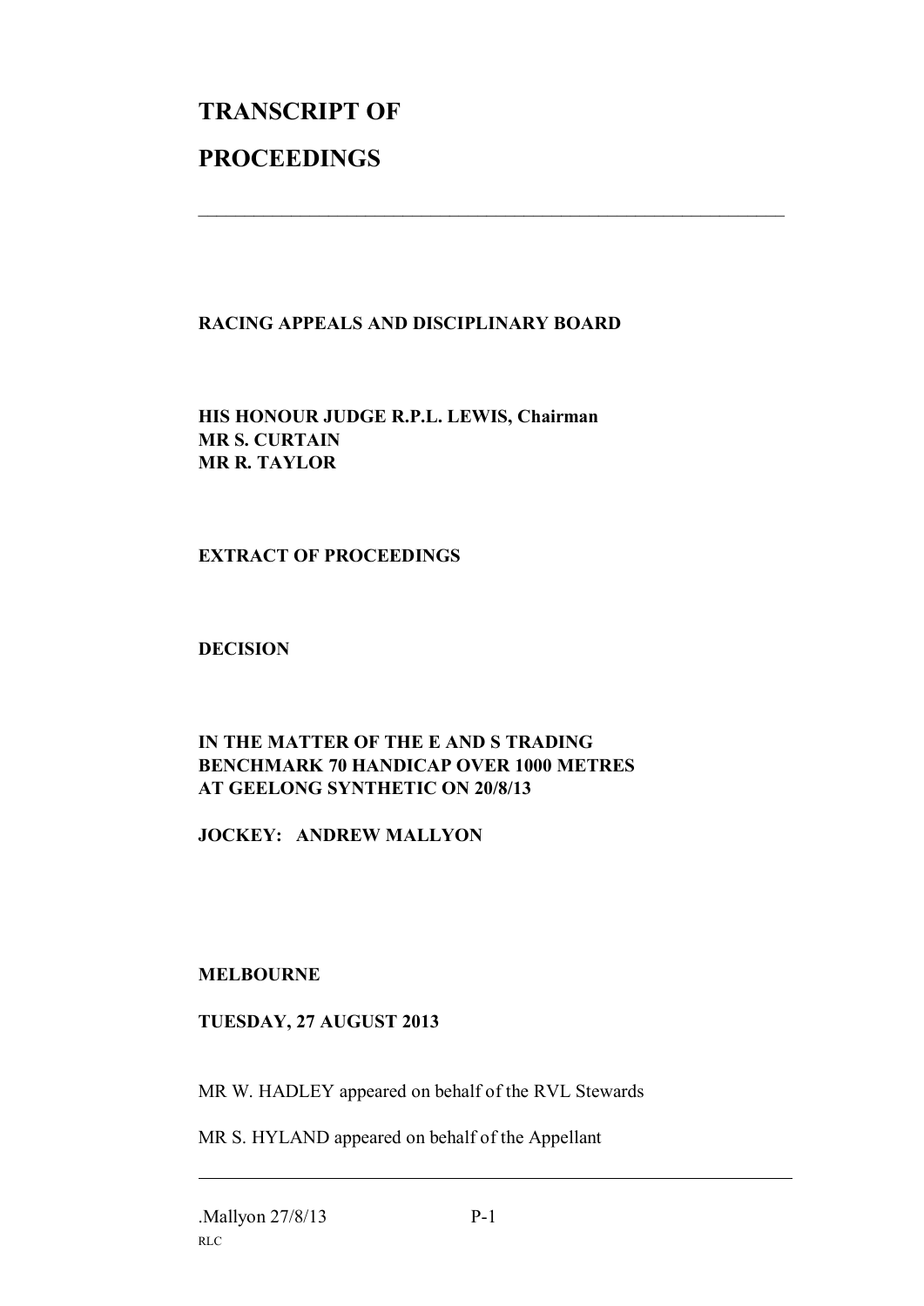# TRANSCRIPT OF

# PROCEEDINGS

---

**RACING APPEALS AND DISCIPLINARY BOARD**

**HIS HONOUR JUDGE R.P.L. LEWIS, Chairman**
**MR S. CURTAIN**
**MR R. TAYLOR**

**EXTRACT OF PROCEEDINGS**

**DECISION**

**IN THE MATTER OF THE E AND S TRADING BENCHMARK 70 HANDICAP OVER 1000 METRES AT GEELONG SYNTHETIC ON 20/8/13**

**JOCKEY: ANDREW MALLYON**

**MELBOURNE**

**TUESDAY, 27 AUGUST 2013**

MR W. HADLEY appeared on behalf of the RVL Stewards

MR S. HYLAND appeared on behalf of the Appellant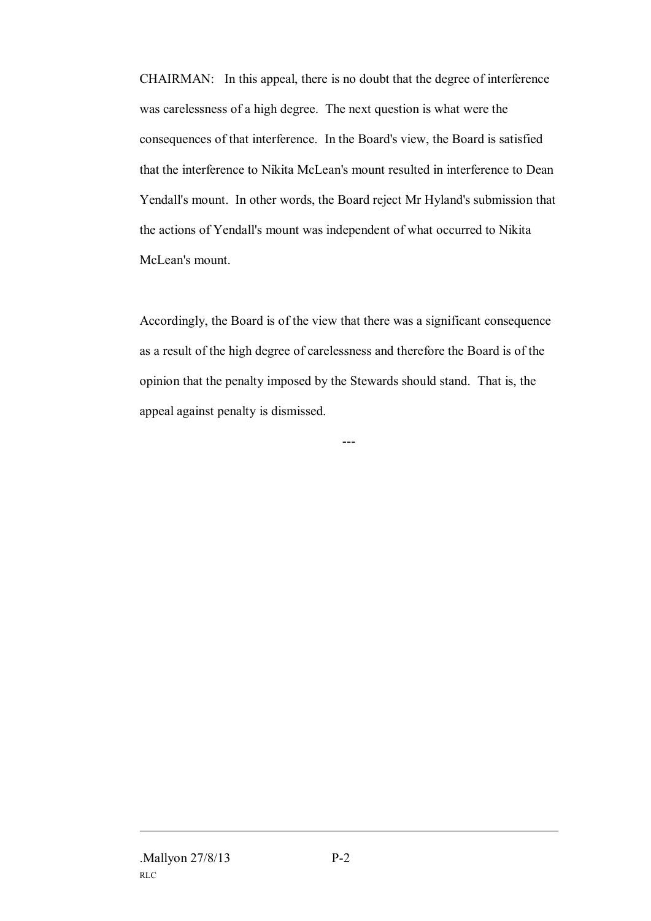CHAIRMAN: In this appeal, there is no doubt that the degree of interference was carelessness of a high degree. The next question is what were the consequences of that interference. In the Board's view, the Board is satisfied that the interference to Nikita McLean's mount resulted in interference to Dean Yendall's mount. In other words, the Board reject Mr Hyland's submission that the actions of Yendall's mount was independent of what occurred to Nikita McLean's mount.

Accordingly, the Board is of the view that there was a significant consequence as a result of the high degree of carelessness and therefore the Board is of the opinion that the penalty imposed by the Stewards should stand. That is, the appeal against penalty is dismissed.

---